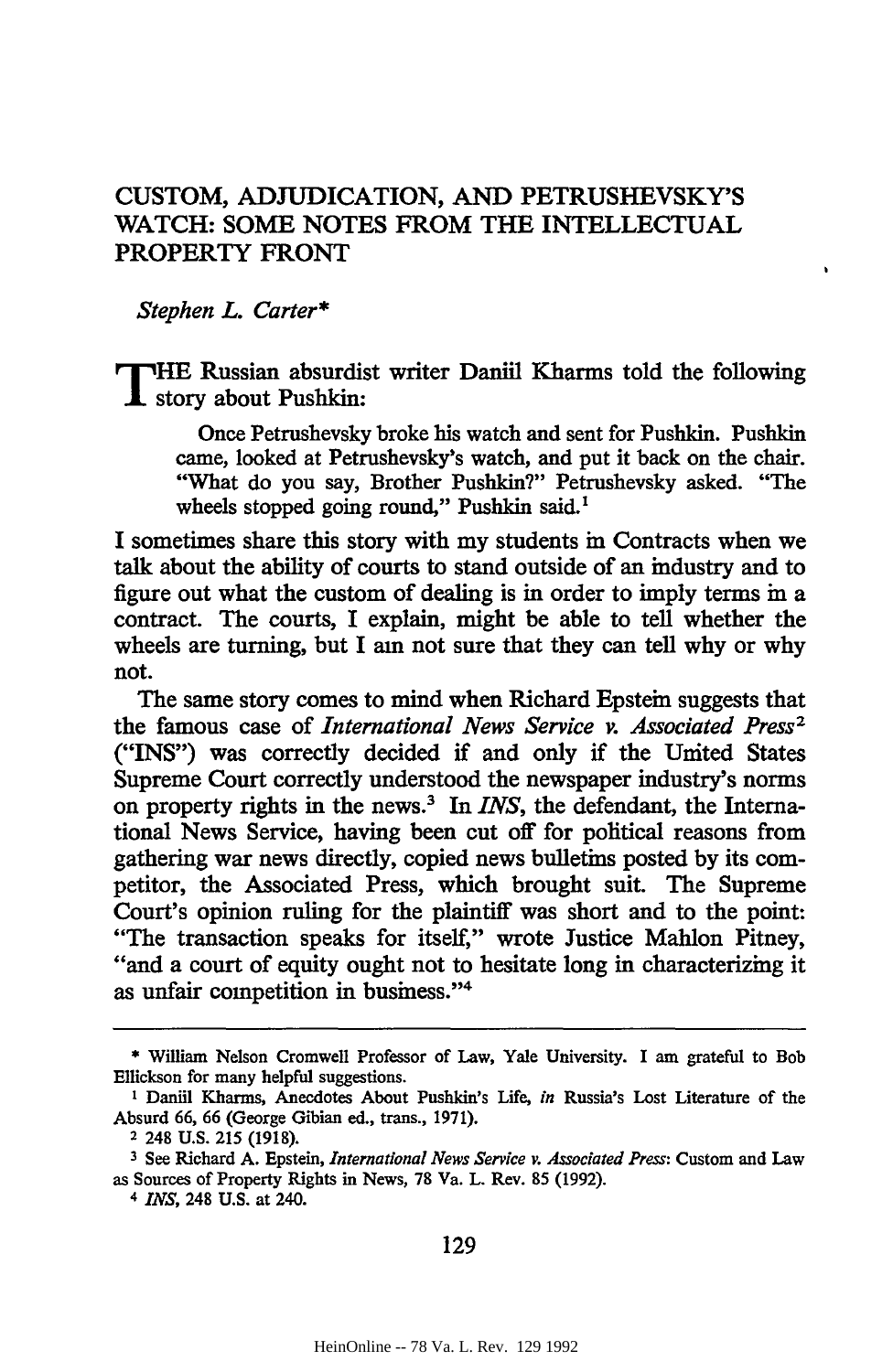# CUSTOM, ADJUDICATION, AND PETRUSHEVSKY'S WATCH: SOME NOTES FROM THE INTELLECTUAL PROPERTY FRONT

*Stephen L. Carter**

THE Russian absurdist writer Daniil Kharms told the following story about Pushkin:

> Once Petrushevsky broke his watch and sent for Pushkin. Pushkin came, looked at Petrushevsky's watch, and put it back on the chair. "What do you say, Brother Pushkin?" Petrushevsky asked. "The wheels stopped going round," Pushkin said.[1]

I sometimes share this story with my students in Contracts when we talk about the ability of courts to stand outside of an industry and to figure out what the custom of dealing is in order to imply terms in a contract. The courts, I explain, might be able to tell whether the wheels are turning, but I am not sure that they can tell why or why not.

The same story comes to mind when Richard Epstein suggests that the famous case of *International News Service v. Associated Press*[2] ("INS") was correctly decided if and only if the United States Supreme Court correctly understood the newspaper industry's norms on property rights in the news.[3] In *INS*, the defendant, the International News Service, having been cut off for political reasons from gathering war news directly, copied news bulletins posted by its competitor, the Associated Press, which brought suit. The Supreme Court's opinion ruling for the plaintiff was short and to the point: "The transaction speaks for itself," wrote Justice Mahlon Pitney, "and a court of equity ought not to hesitate long in characterizing it as unfair competition in business."[4]

---

\* William Nelson Cromwell Professor of Law, Yale University. I am grateful to Bob Ellickson for many helpful suggestions.

[1] Daniil Kharms, Anecdotes About Pushkin's Life, *in* Russia's Lost Literature of the Absurd 66, 66 (George Gibian ed., trans., 1971).

[2] 248 U.S. 215 (1918).

[3] See Richard A. Epstein, *International News Service v. Associated Press*: Custom and Law as Sources of Property Rights in News, 78 Va. L. Rev. 85 (1992).

[4] *INS*, 248 U.S. at 240.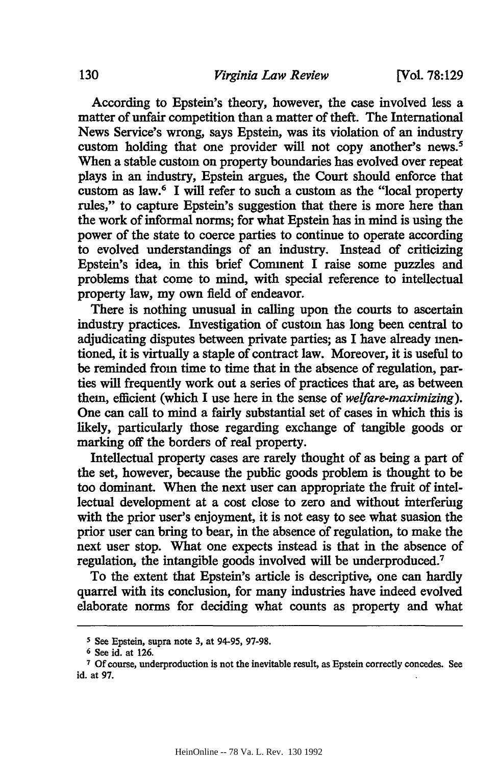According to Epstein's theory, however, the case involved less a matter of unfair competition than a matter of theft. The International News Service's wrong, says Epstein, was its violation of an industry custom holding that one provider will not copy another's news.[5] When a stable custom on property boundaries has evolved over repeat plays in an industry, Epstein argues, the Court should enforce that custom as law.[6] I will refer to such a custom as the "local property rules," to capture Epstein's suggestion that there is more here than the work of informal norms; for what Epstein has in mind is using the power of the state to coerce parties to continue to operate according to evolved understandings of an industry. Instead of criticizing Epstein's idea, in this brief Comment I raise some puzzles and problems that come to mind, with special reference to intellectual property law, my own field of endeavor.

There is nothing unusual in calling upon the courts to ascertain industry practices. Investigation of custom has long been central to adjudicating disputes between private parties; as I have already mentioned, it is virtually a staple of contract law. Moreover, it is useful to be reminded from time to time that in the absence of regulation, parties will frequently work out a series of practices that are, as between them, efficient (which I use here in the sense of *welfare-maximizing*). One can call to mind a fairly substantial set of cases in which this is likely, particularly those regarding exchange of tangible goods or marking off the borders of real property.

Intellectual property cases are rarely thought of as being a part of the set, however, because the public goods problem is thought to be too dominant. When the next user can appropriate the fruit of intellectual development at a cost close to zero and without interfering with the prior user's enjoyment, it is not easy to see what suasion the prior user can bring to bear, in the absence of regulation, to make the next user stop. What one expects instead is that in the absence of regulation, the intangible goods involved will be underproduced.[7]

To the extent that Epstein's article is descriptive, one can hardly quarrel with its conclusion, for many industries have indeed evolved elaborate norms for deciding what counts as property and what

---

[5] See Epstein, supra note 3, at 94-95, 97-98.

[6] See id. at 126.

[7] Of course, underproduction is not the inevitable result, as Epstein correctly concedes. See id. at 97.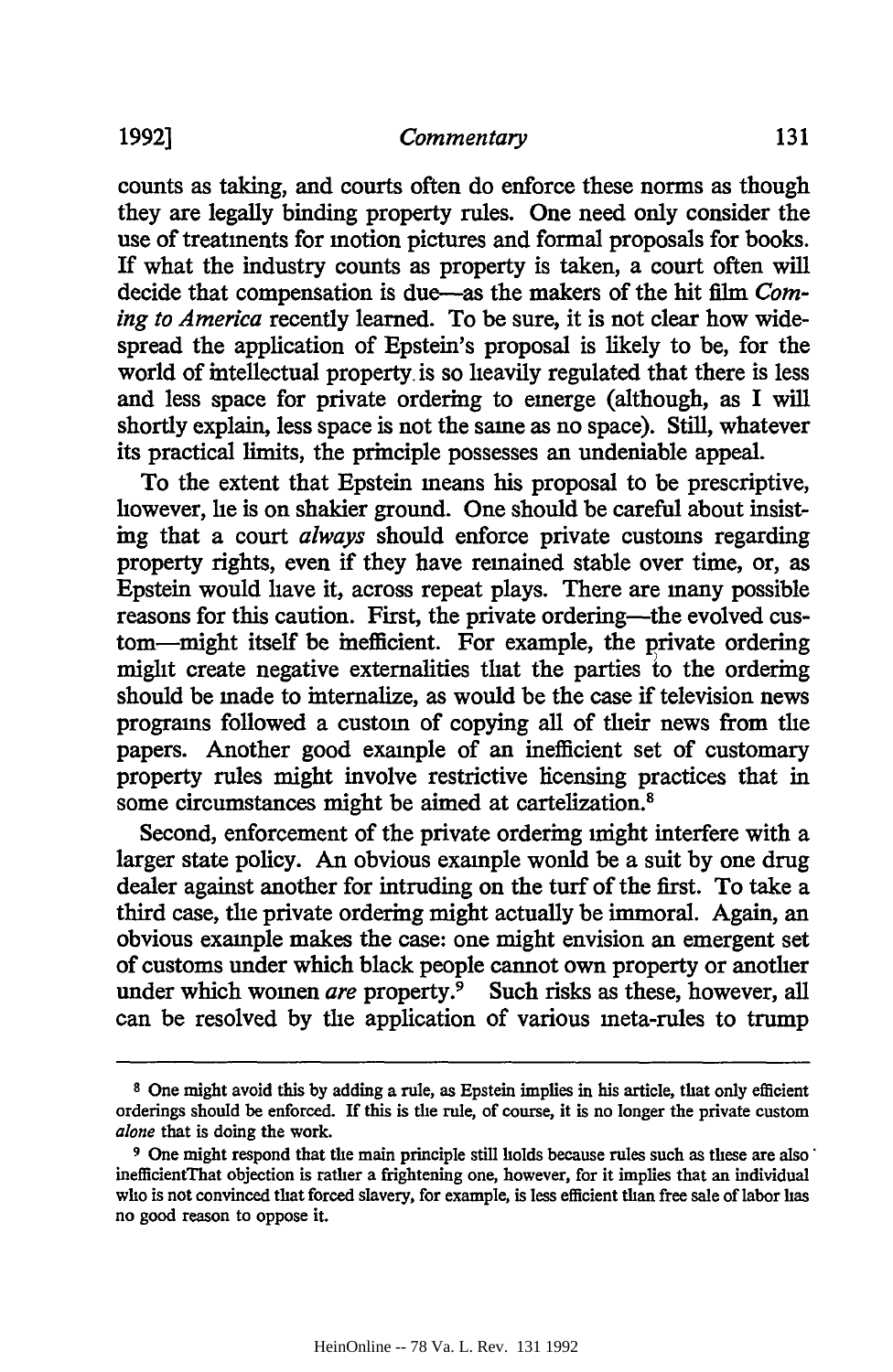counts as taking, and courts often do enforce these norms as though they are legally binding property rules. One need only consider the use of treatments for motion pictures and formal proposals for books. If what the industry counts as property is taken, a court often will decide that compensation is due—as the makers of the hit film *Coming to America* recently learned. To be sure, it is not clear how widespread the application of Epstein's proposal is likely to be, for the world of intellectual property is so heavily regulated that there is less and less space for private ordering to emerge (although, as I will shortly explain, less space is not the same as no space). Still, whatever its practical limits, the principle possesses an undeniable appeal.

To the extent that Epstein means his proposal to be prescriptive, however, he is on shakier ground. One should be careful about insisting that a court *always* should enforce private customs regarding property rights, even if they have remained stable over time, or, as Epstein would have it, across repeat plays. There are many possible reasons for this caution. First, the private ordering—the evolved custom—might itself be inefficient. For example, the private ordering might create negative externalities that the parties to the ordering should be made to internalize, as would be the case if television news programs followed a custom of copying all of their news from the papers. Another good example of an inefficient set of customary property rules might involve restrictive licensing practices that in some circumstances might be aimed at cartelization.[8]

Second, enforcement of the private ordering might interfere with a larger state policy. An obvious example would be a suit by one drug dealer against another for intruding on the turf of the first. To take a third case, the private ordering might actually be immoral. Again, an obvious example makes the case: one might envision an emergent set of customs under which black people cannot own property or another under which women *are* property.[9] Such risks as these, however, all can be resolved by the application of various meta-rules to trump

---

[8] One might avoid this by adding a rule, as Epstein implies in his article, that only efficient orderings should be enforced. If this is the rule, of course, it is no longer the private custom *alone* that is doing the work.

[9] One might respond that the main principle still holds because rules such as these are also inefficientThat objection is rather a frightening one, however, for it implies that an individual who is not convinced that forced slavery, for example, is less efficient than free sale of labor has no good reason to oppose it.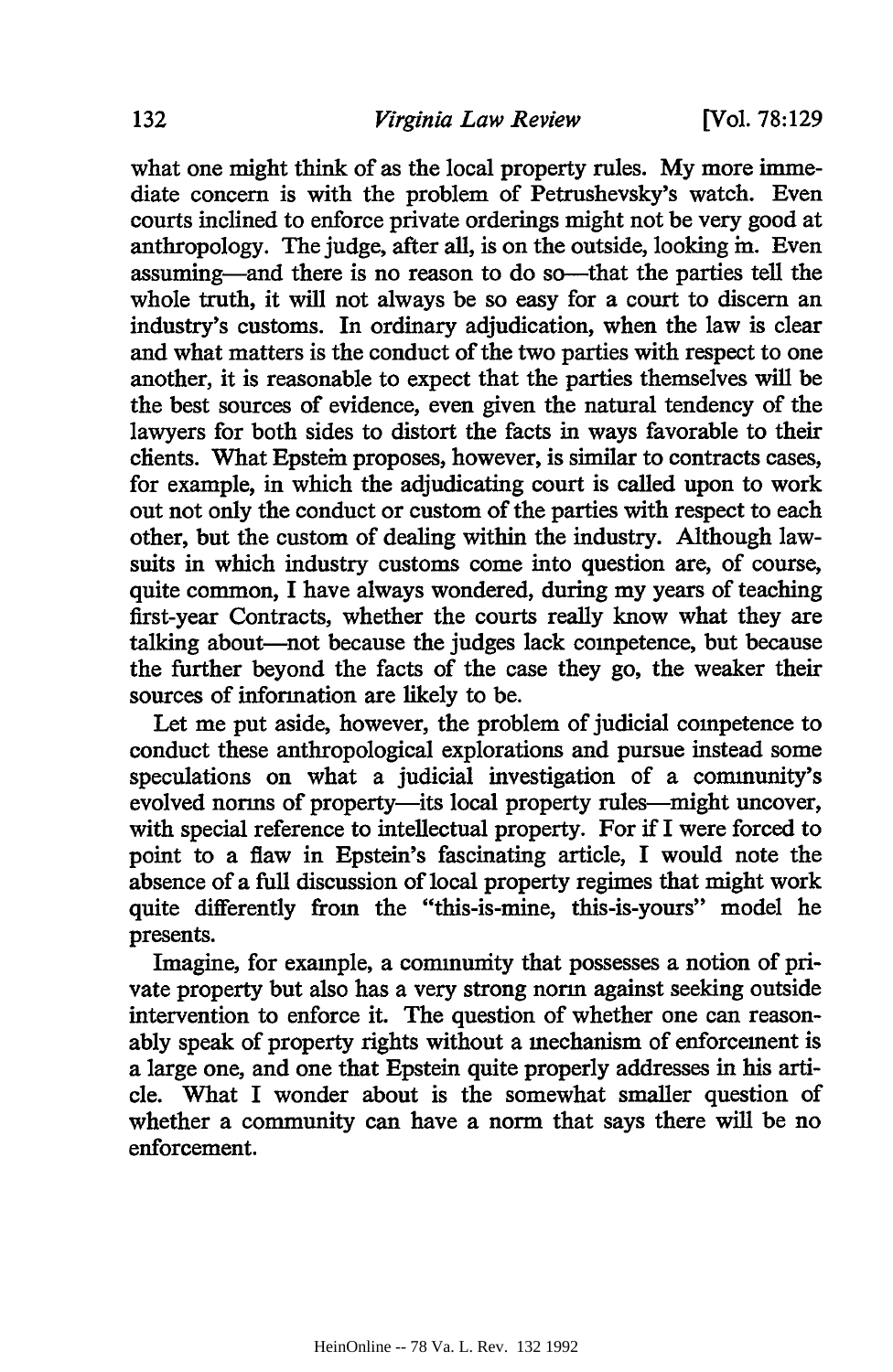what one might think of as the local property rules. My more immediate concern is with the problem of Petrushevsky's watch. Even courts inclined to enforce private orderings might not be very good at anthropology. The judge, after all, is on the outside, looking in. Even assuming—and there is no reason to do so—that the parties tell the whole truth, it will not always be so easy for a court to discern an industry's customs. In ordinary adjudication, when the law is clear and what matters is the conduct of the two parties with respect to one another, it is reasonable to expect that the parties themselves will be the best sources of evidence, even given the natural tendency of the lawyers for both sides to distort the facts in ways favorable to their clients. What Epstein proposes, however, is similar to contracts cases, for example, in which the adjudicating court is called upon to work out not only the conduct or custom of the parties with respect to each other, but the custom of dealing within the industry. Although lawsuits in which industry customs come into question are, of course, quite common, I have always wondered, during my years of teaching first-year Contracts, whether the courts really know what they are talking about—not because the judges lack competence, but because the further beyond the facts of the case they go, the weaker their sources of information are likely to be.

Let me put aside, however, the problem of judicial competence to conduct these anthropological explorations and pursue instead some speculations on what a judicial investigation of a community's evolved norms of property—its local property rules—might uncover, with special reference to intellectual property. For if I were forced to point to a flaw in Epstein's fascinating article, I would note the absence of a full discussion of local property regimes that might work quite differently from the "this-is-mine, this-is-yours" model he presents.

Imagine, for example, a community that possesses a notion of private property but also has a very strong norm against seeking outside intervention to enforce it. The question of whether one can reasonably speak of property rights without a mechanism of enforcement is a large one, and one that Epstein quite properly addresses in his article. What I wonder about is the somewhat smaller question of whether a community can have a norm that says there will be no enforcement.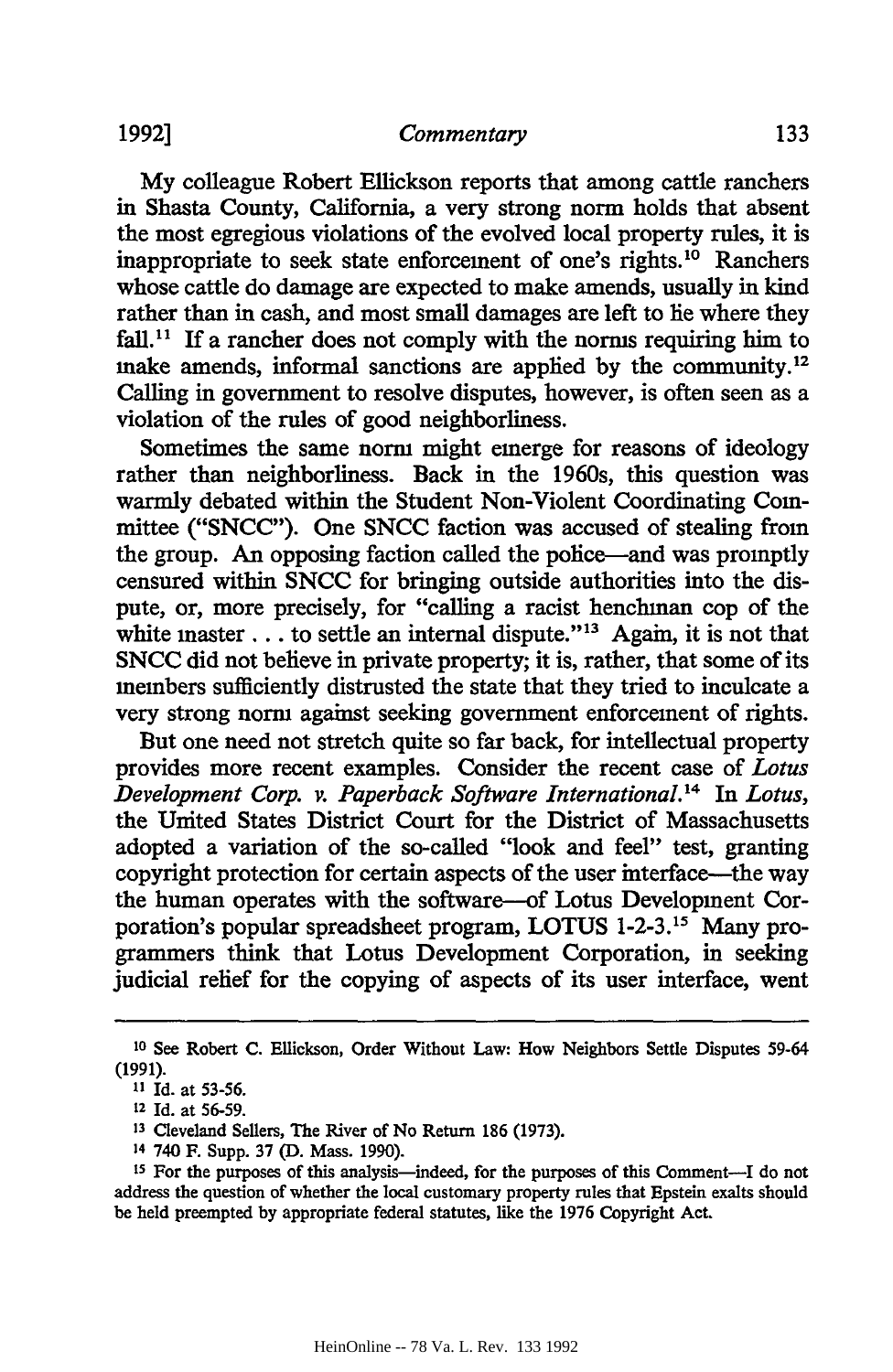My colleague Robert Ellickson reports that among cattle ranchers in Shasta County, California, a very strong norm holds that absent the most egregious violations of the evolved local property rules, it is inappropriate to seek state enforcement of one's rights.[10] Ranchers whose cattle do damage are expected to make amends, usually in kind rather than in cash, and most small damages are left to lie where they fall.[11] If a rancher does not comply with the norms requiring him to make amends, informal sanctions are applied by the community.[12] Calling in government to resolve disputes, however, is often seen as a violation of the rules of good neighborliness.

Sometimes the same norm might emerge for reasons of ideology rather than neighborliness. Back in the 1960s, this question was warmly debated within the Student Non-Violent Coordinating Committee ("SNCC"). One SNCC faction was accused of stealing from the group. An opposing faction called the police—and was promptly censured within SNCC for bringing outside authorities into the dispute, or, more precisely, for "calling a racist henchman cop of the white master . . . to settle an internal dispute."[13] Again, it is not that SNCC did not believe in private property; it is, rather, that some of its members sufficiently distrusted the state that they tried to inculcate a very strong norm against seeking government enforcement of rights.

But one need not stretch quite so far back, for intellectual property provides more recent examples. Consider the recent case of *Lotus Development Corp. v. Paperback Software International*.[14] In *Lotus*, the United States District Court for the District of Massachusetts adopted a variation of the so-called "look and feel" test, granting copyright protection for certain aspects of the user interface—the way the human operates with the software—of Lotus Development Corporation's popular spreadsheet program, LOTUS 1-2-3.[15] Many programmers think that Lotus Development Corporation, in seeking judicial relief for the copying of aspects of its user interface, went

---

[10] See Robert C. Ellickson, Order Without Law: How Neighbors Settle Disputes 59-64 (1991).

[11] Id. at 53-56.

[12] Id. at 56-59.

[13] Cleveland Sellers, The River of No Return 186 (1973).

[14] 740 F. Supp. 37 (D. Mass. 1990).

[15] For the purposes of this analysis—indeed, for the purposes of this Comment—I do not address the question of whether the local customary property rules that Epstein exalts should be held preempted by appropriate federal statutes, like the 1976 Copyright Act.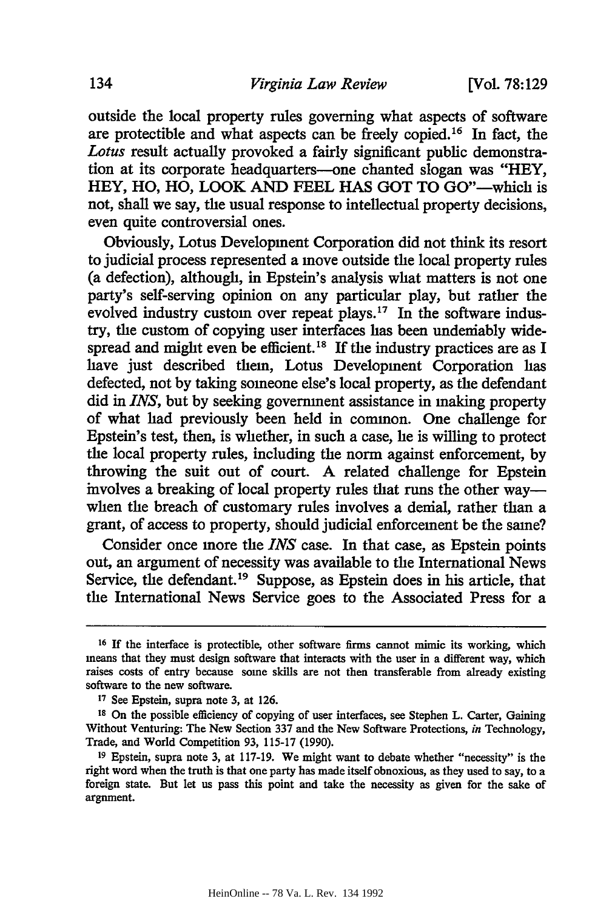outside the local property rules governing what aspects of software are protectible and what aspects can be freely copied.[16] In fact, the *Lotus* result actually provoked a fairly significant public demonstration at its corporate headquarters—one chanted slogan was "HEY, HEY, HO, HO, LOOK AND FEEL HAS GOT TO GO"—which is not, shall we say, the usual response to intellectual property decisions, even quite controversial ones.

Obviously, Lotus Development Corporation did not think its resort to judicial process represented a move outside the local property rules (a defection), although, in Epstein's analysis what matters is not one party's self-serving opinion on any particular play, but rather the evolved industry custom over repeat plays.[17] In the software industry, the custom of copying user interfaces has been undeniably widespread and might even be efficient.[18] If the industry practices are as I have just described them, Lotus Development Corporation has defected, not by taking someone else's local property, as the defendant did in *INS*, but by seeking government assistance in making property of what had previously been held in common. One challenge for Epstein's test, then, is whether, in such a case, he is willing to protect the local property rules, including the norm against enforcement, by throwing the suit out of court. A related challenge for Epstein involves a breaking of local property rules that runs the other way—when the breach of customary rules involves a denial, rather than a grant, of access to property, should judicial enforcement be the same?

Consider once more the *INS* case. In that case, as Epstein points out, an argument of necessity was available to the International News Service, the defendant.[19] Suppose, as Epstein does in his article, that the International News Service goes to the Associated Press for a

---

[16] If the interface is protectible, other software firms cannot mimic its working, which means that they must design software that interacts with the user in a different way, which raises costs of entry because some skills are not then transferable from already existing software to the new software.

[17] See Epstein, supra note 3, at 126.

[18] On the possible efficiency of copying of user interfaces, see Stephen L. Carter, Gaining Without Venturing: The New Section 337 and the New Software Protections, *in* Technology, Trade, and World Competition 93, 115-17 (1990).

[19] Epstein, supra note 3, at 117-19. We might want to debate whether "necessity" is the right word when the truth is that one party has made itself obnoxious, as they used to say, to a foreign state. But let us pass this point and take the necessity as given for the sake of argument.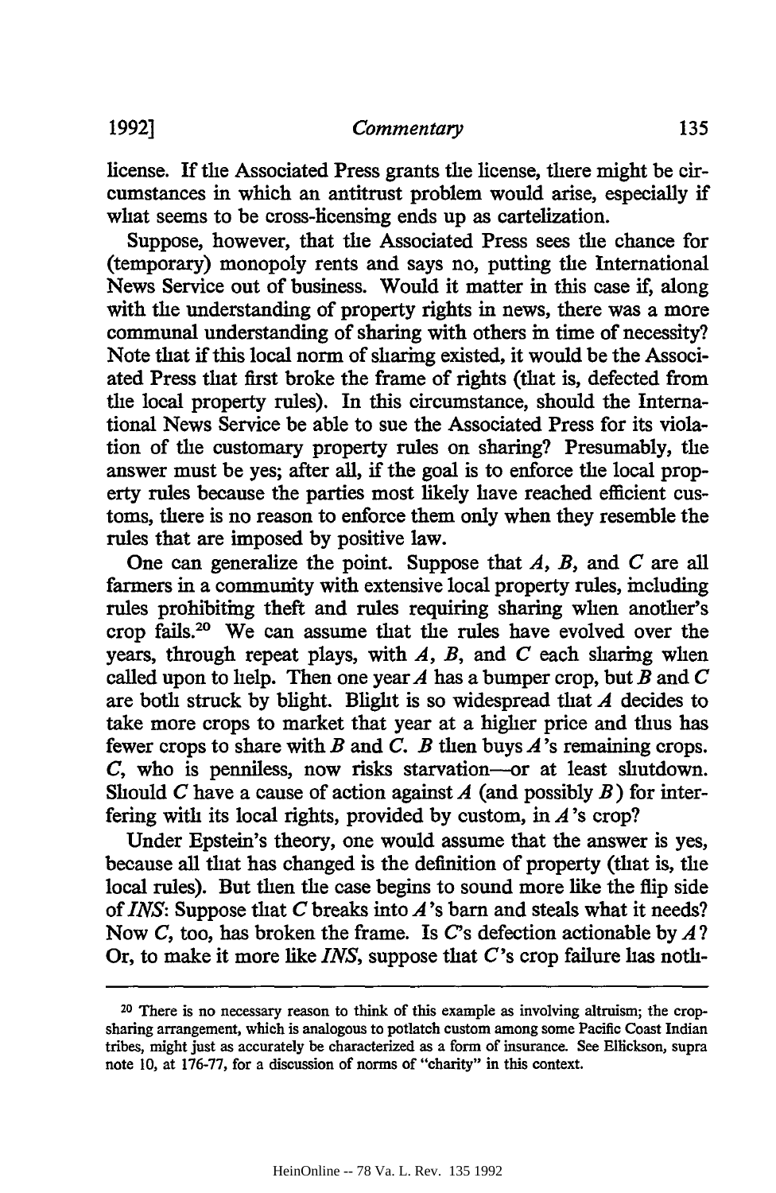license. If the Associated Press grants the license, there might be circumstances in which an antitrust problem would arise, especially if what seems to be cross-licensing ends up as cartelization.

Suppose, however, that the Associated Press sees the chance for (temporary) monopoly rents and says no, putting the International News Service out of business. Would it matter in this case if, along with the understanding of property rights in news, there was a more communal understanding of sharing with others in time of necessity? Note that if this local norm of sharing existed, it would be the Associated Press that first broke the frame of rights (that is, defected from the local property rules). In this circumstance, should the International News Service be able to sue the Associated Press for its violation of the customary property rules on sharing? Presumably, the answer must be yes; after all, if the goal is to enforce the local property rules because the parties most likely have reached efficient customs, there is no reason to enforce them only when they resemble the rules that are imposed by positive law.

One can generalize the point. Suppose that *A*, *B*, and *C* are all farmers in a community with extensive local property rules, including rules prohibiting theft and rules requiring sharing when another's crop fails.[20] We can assume that the rules have evolved over the years, through repeat plays, with *A*, *B*, and *C* each sharing when called upon to help. Then one year *A* has a bumper crop, but *B* and *C* are both struck by blight. Blight is so widespread that *A* decides to take more crops to market that year at a higher price and thus has fewer crops to share with *B* and *C*. *B* then buys *A*'s remaining crops. *C*, who is penniless, now risks starvation—or at least shutdown. Should *C* have a cause of action against *A* (and possibly *B*) for interfering with its local rights, provided by custom, in *A*'s crop?

Under Epstein's theory, one would assume that the answer is yes, because all that has changed is the definition of property (that is, the local rules). But then the case begins to sound more like the flip side of *INS*: Suppose that *C* breaks into *A*'s barn and steals what it needs? Now *C*, too, has broken the frame. Is *C*'s defection actionable by *A*? Or, to make it more like *INS*, suppose that *C*'s crop failure has noth-

---

[20] There is no necessary reason to think of this example as involving altruism; the crop-sharing arrangement, which is analogous to potlatch custom among some Pacific Coast Indian tribes, might just as accurately be characterized as a form of insurance. See Ellickson, supra note 10, at 176-77, for a discussion of norms of "charity" in this context.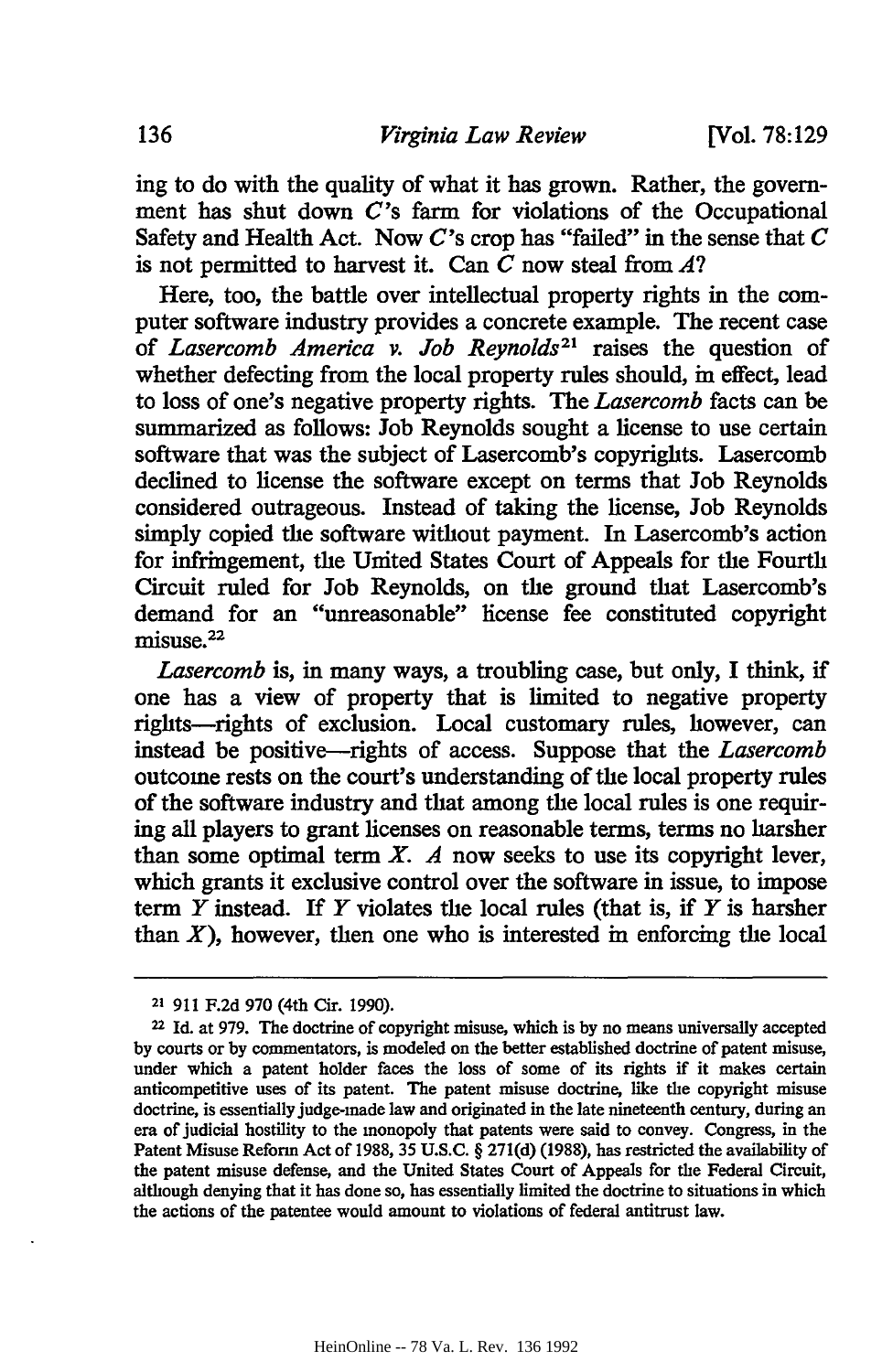ing to do with the quality of what it has grown. Rather, the government has shut down *C*'s farm for violations of the Occupational Safety and Health Act. Now *C*'s crop has "failed" in the sense that *C* is not permitted to harvest it. Can *C* now steal from *A*?

Here, too, the battle over intellectual property rights in the computer software industry provides a concrete example. The recent case of *Lasercomb America v. Job Reynolds*[21] raises the question of whether defecting from the local property rules should, in effect, lead to loss of one's negative property rights. The *Lasercomb* facts can be summarized as follows: Job Reynolds sought a license to use certain software that was the subject of Lasercomb's copyrights. Lasercomb declined to license the software except on terms that Job Reynolds considered outrageous. Instead of taking the license, Job Reynolds simply copied the software without payment. In Lasercomb's action for infringement, the United States Court of Appeals for the Fourth Circuit ruled for Job Reynolds, on the ground that Lasercomb's demand for an "unreasonable" license fee constituted copyright misuse.[22]

*Lasercomb* is, in many ways, a troubling case, but only, I think, if one has a view of property that is limited to negative property rights—rights of exclusion. Local customary rules, however, can instead be positive—rights of access. Suppose that the *Lasercomb* outcome rests on the court's understanding of the local property rules of the software industry and that among the local rules is one requiring all players to grant licenses on reasonable terms, terms no harsher than some optimal term *X*. *A* now seeks to use its copyright lever, which grants it exclusive control over the software in issue, to impose term *Y* instead. If *Y* violates the local rules (that is, if *Y* is harsher than *X*), however, then one who is interested in enforcing the local

---

[21] 911 F.2d 970 (4th Cir. 1990).

[22] Id. at 979. The doctrine of copyright misuse, which is by no means universally accepted by courts or by commentators, is modeled on the better established doctrine of patent misuse, under which a patent holder faces the loss of some of its rights if it makes certain anticompetitive uses of its patent. The patent misuse doctrine, like the copyright misuse doctrine, is essentially judge-made law and originated in the late nineteenth century, during an era of judicial hostility to the monopoly that patents were said to convey. Congress, in the Patent Misuse Reform Act of 1988, 35 U.S.C. § 271(d) (1988), has restricted the availability of the patent misuse defense, and the United States Court of Appeals for the Federal Circuit, although denying that it has done so, has essentially limited the doctrine to situations in which the actions of the patentee would amount to violations of federal antitrust law.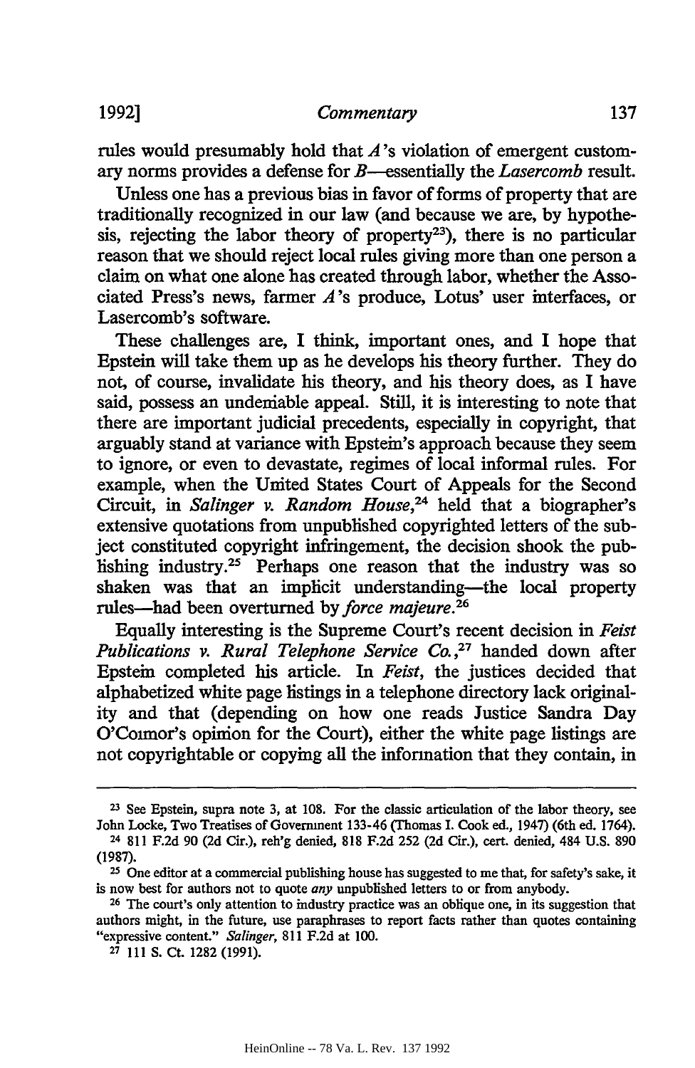rules would presumably hold that *A*'s violation of emergent customary norms provides a defense for *B*—essentially the *Lasercomb* result.

Unless one has a previous bias in favor of forms of property that are traditionally recognized in our law (and because we are, by hypothesis, rejecting the labor theory of property[23]), there is no particular reason that we should reject local rules giving more than one person a claim on what one alone has created through labor, whether the Associated Press's news, farmer *A*'s produce, Lotus' user interfaces, or Lasercomb's software.

These challenges are, I think, important ones, and I hope that Epstein will take them up as he develops his theory further. They do not, of course, invalidate his theory, and his theory does, as I have said, possess an undeniable appeal. Still, it is interesting to note that there are important judicial precedents, especially in copyright, that arguably stand at variance with Epstein's approach because they seem to ignore, or even to devastate, regimes of local informal rules. For example, when the United States Court of Appeals for the Second Circuit, in *Salinger v. Random House*,[24] held that a biographer's extensive quotations from unpublished copyrighted letters of the subject constituted copyright infringement, the decision shook the publishing industry.[25] Perhaps one reason that the industry was so shaken was that an implicit understanding—the local property rules—had been overturned by *force majeure*.[26]

Equally interesting is the Supreme Court's recent decision in *Feist Publications v. Rural Telephone Service Co.*,[27] handed down after Epstein completed his article. In *Feist*, the justices decided that alphabetized white page listings in a telephone directory lack originality and that (depending on how one reads Justice Sandra Day O'Connor's opinion for the Court), either the white page listings are not copyrightable or copying all the information that they contain, in

---

[23] See Epstein, supra note 3, at 108. For the classic articulation of the labor theory, see John Locke, Two Treatises of Government 133-46 (Thomas I. Cook ed., 1947) (6th ed. 1764).

[24] 811 F.2d 90 (2d Cir.), reh'g denied, 818 F.2d 252 (2d Cir.), cert. denied, 484 U.S. 890 (1987).

[25] One editor at a commercial publishing house has suggested to me that, for safety's sake, it is now best for authors not to quote *any* unpublished letters to or from anybody.

[26] The court's only attention to industry practice was an oblique one, in its suggestion that authors might, in the future, use paraphrases to report facts rather than quotes containing "expressive content." *Salinger*, 811 F.2d at 100.

[27] 111 S. Ct. 1282 (1991).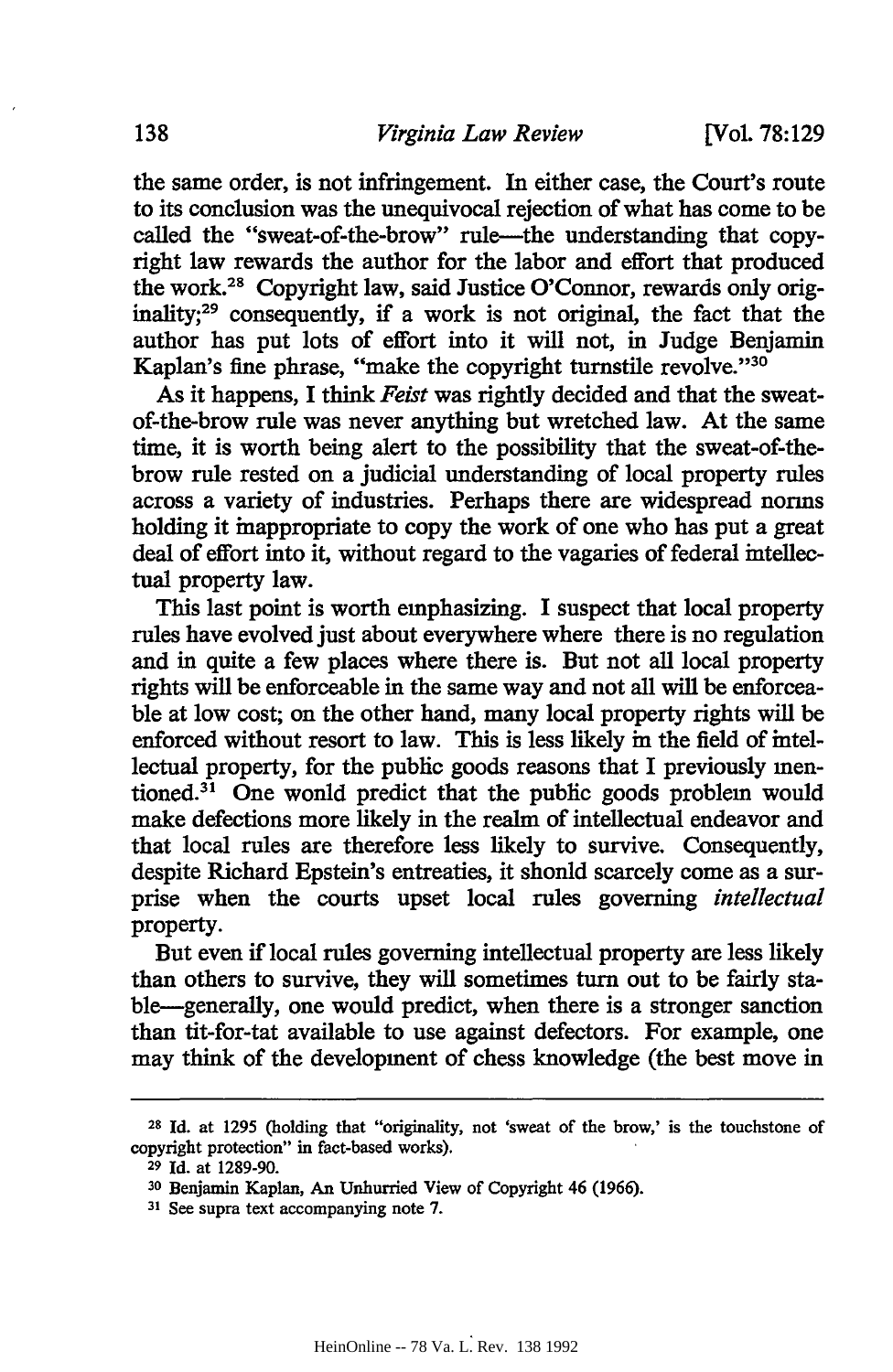the same order, is not infringement. In either case, the Court's route to its conclusion was the unequivocal rejection of what has come to be called the "sweat-of-the-brow" rule—the understanding that copyright law rewards the author for the labor and effort that produced the work.[28] Copyright law, said Justice O'Connor, rewards only originality;[29] consequently, if a work is not original, the fact that the author has put lots of effort into it will not, in Judge Benjamin Kaplan's fine phrase, "make the copyright turnstile revolve."[30]

As it happens, I think *Feist* was rightly decided and that the sweat-of-the-brow rule was never anything but wretched law. At the same time, it is worth being alert to the possibility that the sweat-of-the-brow rule rested on a judicial understanding of local property rules across a variety of industries. Perhaps there are widespread norms holding it inappropriate to copy the work of one who has put a great deal of effort into it, without regard to the vagaries of federal intellectual property law.

This last point is worth emphasizing. I suspect that local property rules have evolved just about everywhere where there is no regulation and in quite a few places where there is. But not all local property rights will be enforceable in the same way and not all will be enforceable at low cost; on the other hand, many local property rights will be enforced without resort to law. This is less likely in the field of intellectual property, for the public goods reasons that I previously mentioned.[31] One would predict that the public goods problem would make defections more likely in the realm of intellectual endeavor and that local rules are therefore less likely to survive. Consequently, despite Richard Epstein's entreaties, it should scarcely come as a surprise when the courts upset local rules governing *intellectual* property.

But even if local rules governing intellectual property are less likely than others to survive, they will sometimes turn out to be fairly stable—generally, one would predict, when there is a stronger sanction than tit-for-tat available to use against defectors. For example, one may think of the development of chess knowledge (the best move in

---

[28] Id. at 1295 (holding that "originality, not 'sweat of the brow,' is the touchstone of copyright protection" in fact-based works).

[29] Id. at 1289-90.

[30] Benjamin Kaplan, An Unhurried View of Copyright 46 (1966).

[31] See supra text accompanying note 7.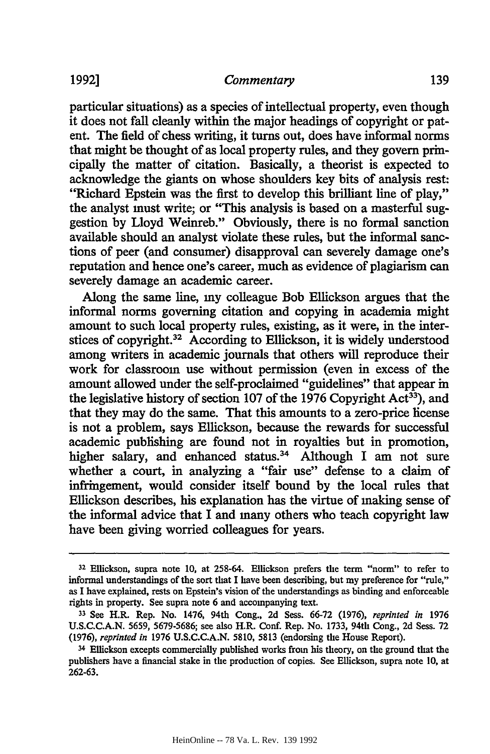particular situations) as a species of intellectual property, even though it does not fall cleanly within the major headings of copyright or patent. The field of chess writing, it turns out, does have informal norms that might be thought of as local property rules, and they govern principally the matter of citation. Basically, a theorist is expected to acknowledge the giants on whose shoulders key bits of analysis rest: "Richard Epstein was the first to develop this brilliant line of play," the analyst must write; or "This analysis is based on a masterful suggestion by Lloyd Weinreb." Obviously, there is no formal sanction available should an analyst violate these rules, but the informal sanctions of peer (and consumer) disapproval can severely damage one's reputation and hence one's career, much as evidence of plagiarism can severely damage an academic career.

Along the same line, my colleague Bob Ellickson argues that the informal norms governing citation and copying in academia might amount to such local property rules, existing, as it were, in the interstices of copyright.[32] According to Ellickson, it is widely understood among writers in academic journals that others will reproduce their work for classroom use without permission (even in excess of the amount allowed under the self-proclaimed "guidelines" that appear in the legislative history of section 107 of the 1976 Copyright Act[33]), and that they may do the same. That this amounts to a zero-price license is not a problem, says Ellickson, because the rewards for successful academic publishing are found not in royalties but in promotion, higher salary, and enhanced status.[34] Although I am not sure whether a court, in analyzing a "fair use" defense to a claim of infringement, would consider itself bound by the local rules that Ellickson describes, his explanation has the virtue of making sense of the informal advice that I and many others who teach copyright law have been giving worried colleagues for years.

---

[32] Ellickson, supra note 10, at 258-64. Ellickson prefers the term "norm" to refer to informal understandings of the sort that I have been describing, but my preference for "rule," as I have explained, rests on Epstein's vision of the understandings as binding and enforceable rights in property. See supra note 6 and accompanying text.

[33] See H.R. Rep. No. 1476, 94th Cong., 2d Sess. 66-72 (1976), *reprinted in* 1976 U.S.C.C.A.N. 5659, 5679-5686; see also H.R. Conf. Rep. No. 1733, 94th Cong., 2d Sess. 72 (1976), *reprinted in* 1976 U.S.C.C.A.N. 5810, 5813 (endorsing the House Report).

[34] Ellickson excepts commercially published works from his theory, on the ground that the publishers have a financial stake in the production of copies. See Ellickson, supra note 10, at 262-63.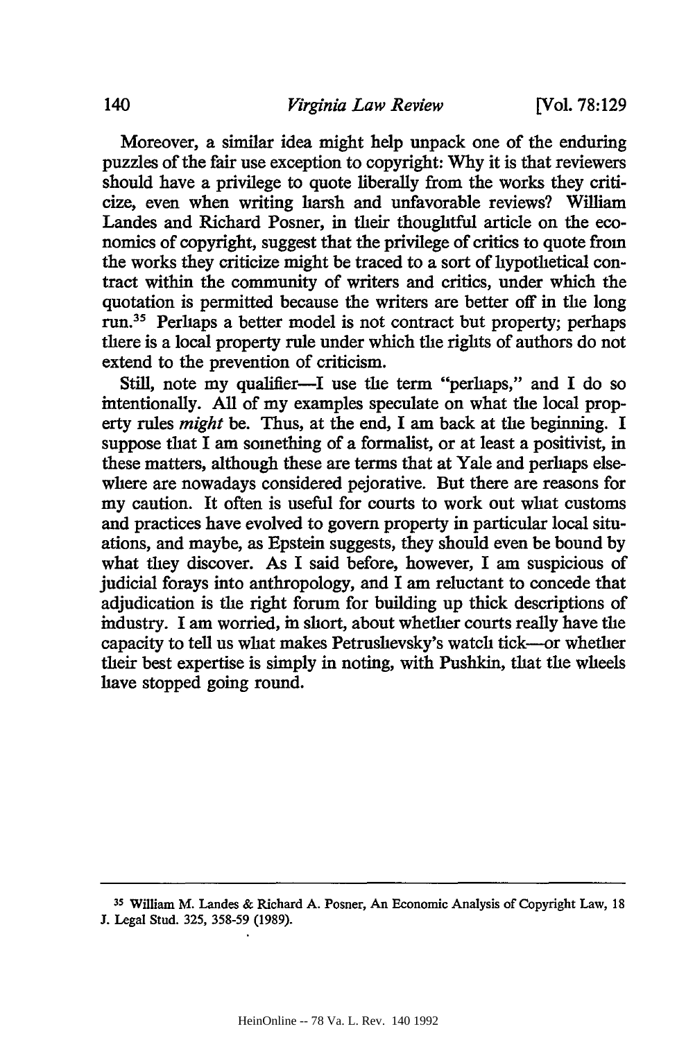Moreover, a similar idea might help unpack one of the enduring puzzles of the fair use exception to copyright: Why it is that reviewers should have a privilege to quote liberally from the works they criticize, even when writing harsh and unfavorable reviews? William Landes and Richard Posner, in their thoughtful article on the economics of copyright, suggest that the privilege of critics to quote from the works they criticize might be traced to a sort of hypothetical contract within the community of writers and critics, under which the quotation is permitted because the writers are better off in the long run.[35] Perhaps a better model is not contract but property; perhaps there is a local property rule under which the rights of authors do not extend to the prevention of criticism.

Still, note my qualifier—I use the term "perhaps," and I do so intentionally. All of my examples speculate on what the local property rules *might* be. Thus, at the end, I am back at the beginning. I suppose that I am something of a formalist, or at least a positivist, in these matters, although these are terms that at Yale and perhaps elsewhere are nowadays considered pejorative. But there are reasons for my caution. It often is useful for courts to work out what customs and practices have evolved to govern property in particular local situations, and maybe, as Epstein suggests, they should even be bound by what they discover. As I said before, however, I am suspicious of judicial forays into anthropology, and I am reluctant to concede that adjudication is the right forum for building up thick descriptions of industry. I am worried, in short, about whether courts really have the capacity to tell us what makes Petrushevsky's watch tick—or whether their best expertise is simply in noting, with Pushkin, that the wheels have stopped going round.

---

[35] William M. Landes & Richard A. Posner, An Economic Analysis of Copyright Law, 18 J. Legal Stud. 325, 358-59 (1989).